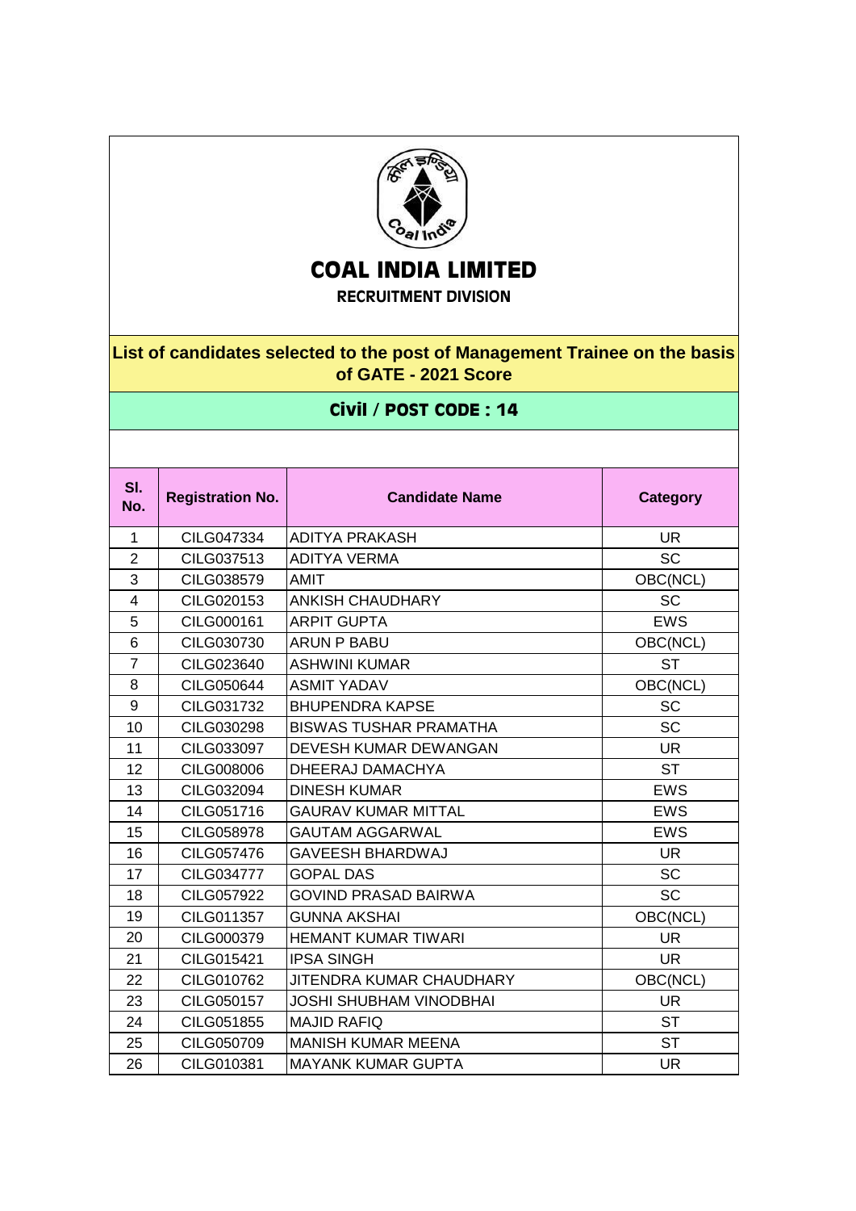# COAL INDIA LIMITED

## RECRUITMENT DIVISION

### List of candidates selected to the post of Management Trainee on the basis of GATE - 2021 Score

### Civil / POST CODE : 14

| Sl. No. | Registration No. | Candidate Name | Category |
|---|---|---|---|
| 1 | CILG047334 | ADITYA PRAKASH | UR |
| 2 | CILG037513 | ADITYA VERMA | SC |
| 3 | CILG038579 | AMIT | OBC(NCL) |
| 4 | CILG020153 | ANKISH CHAUDHARY | SC |
| 5 | CILG000161 | ARPIT GUPTA | EWS |
| 6 | CILG030730 | ARUN P BABU | OBC(NCL) |
| 7 | CILG023640 | ASHWINI KUMAR | ST |
| 8 | CILG050644 | ASMIT YADAV | OBC(NCL) |
| 9 | CILG031732 | BHUPENDRA KAPSE | SC |
| 10 | CILG030298 | BISWAS TUSHAR PRAMATHA | SC |
| 11 | CILG033097 | DEVESH KUMAR DEWANGAN | UR |
| 12 | CILG008006 | DHEERAJ DAMACHYA | ST |
| 13 | CILG032094 | DINESH KUMAR | EWS |
| 14 | CILG051716 | GAURAV KUMAR MITTAL | EWS |
| 15 | CILG058978 | GAUTAM AGGARWAL | EWS |
| 16 | CILG057476 | GAVEESH BHARDWAJ | UR |
| 17 | CILG034777 | GOPAL DAS | SC |
| 18 | CILG057922 | GOVIND PRASAD BAIRWA | SC |
| 19 | CILG011357 | GUNNA AKSHAI | OBC(NCL) |
| 20 | CILG000379 | HEMANT KUMAR TIWARI | UR |
| 21 | CILG015421 | IPSA SINGH | UR |
| 22 | CILG010762 | JITENDRA KUMAR CHAUDHARY | OBC(NCL) |
| 23 | CILG050157 | JOSHI SHUBHAM VINODBHAI | UR |
| 24 | CILG051855 | MAJID RAFIQ | ST |
| 25 | CILG050709 | MANISH KUMAR MEENA | ST |
| 26 | CILG010381 | MAYANK KUMAR GUPTA | UR |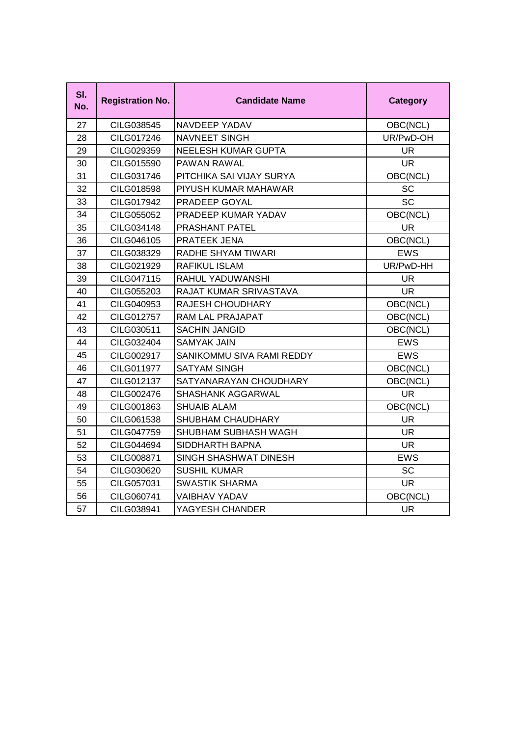| Sl. No. | Registration No. | Candidate Name | Category |
| --- | --- | --- | --- |
| 27 | CILG038545 | NAVDEEP YADAV | OBC(NCL) |
| 28 | CILG017246 | NAVNEET SINGH | UR/PwD-OH |
| 29 | CILG029359 | NEELESH KUMAR GUPTA | UR |
| 30 | CILG015590 | PAWAN RAWAL | UR |
| 31 | CILG031746 | PITCHIKA SAI VIJAY SURYA | OBC(NCL) |
| 32 | CILG018598 | PIYUSH KUMAR MAHAWAR | SC |
| 33 | CILG017942 | PRADEEP GOYAL | SC |
| 34 | CILG055052 | PRADEEP KUMAR YADAV | OBC(NCL) |
| 35 | CILG034148 | PRASHANT PATEL | UR |
| 36 | CILG046105 | PRATEEK JENA | OBC(NCL) |
| 37 | CILG038329 | RADHE SHYAM TIWARI | EWS |
| 38 | CILG021929 | RAFIKUL ISLAM | UR/PwD-HH |
| 39 | CILG047115 | RAHUL YADUWANSHI | UR |
| 40 | CILG055203 | RAJAT KUMAR SRIVASTAVA | UR |
| 41 | CILG040953 | RAJESH CHOUDHARY | OBC(NCL) |
| 42 | CILG012757 | RAM LAL PRAJAPAT | OBC(NCL) |
| 43 | CILG030511 | SACHIN JANGID | OBC(NCL) |
| 44 | CILG032404 | SAMYAK JAIN | EWS |
| 45 | CILG002917 | SANIKOMMU SIVA RAMI REDDY | EWS |
| 46 | CILG011977 | SATYAM SINGH | OBC(NCL) |
| 47 | CILG012137 | SATYANARAYAN CHOUDHARY | OBC(NCL) |
| 48 | CILG002476 | SHASHANK AGGARWAL | UR |
| 49 | CILG001863 | SHUAIB ALAM | OBC(NCL) |
| 50 | CILG061538 | SHUBHAM CHAUDHARY | UR |
| 51 | CILG047759 | SHUBHAM SUBHASH WAGH | UR |
| 52 | CILG044694 | SIDDHARTH BAPNA | UR |
| 53 | CILG008871 | SINGH SHASHWAT DINESH | EWS |
| 54 | CILG030620 | SUSHIL KUMAR | SC |
| 55 | CILG057031 | SWASTIK SHARMA | UR |
| 56 | CILG060741 | VAIBHAV YADAV | OBC(NCL) |
| 57 | CILG038941 | YAGYESH CHANDER | UR |